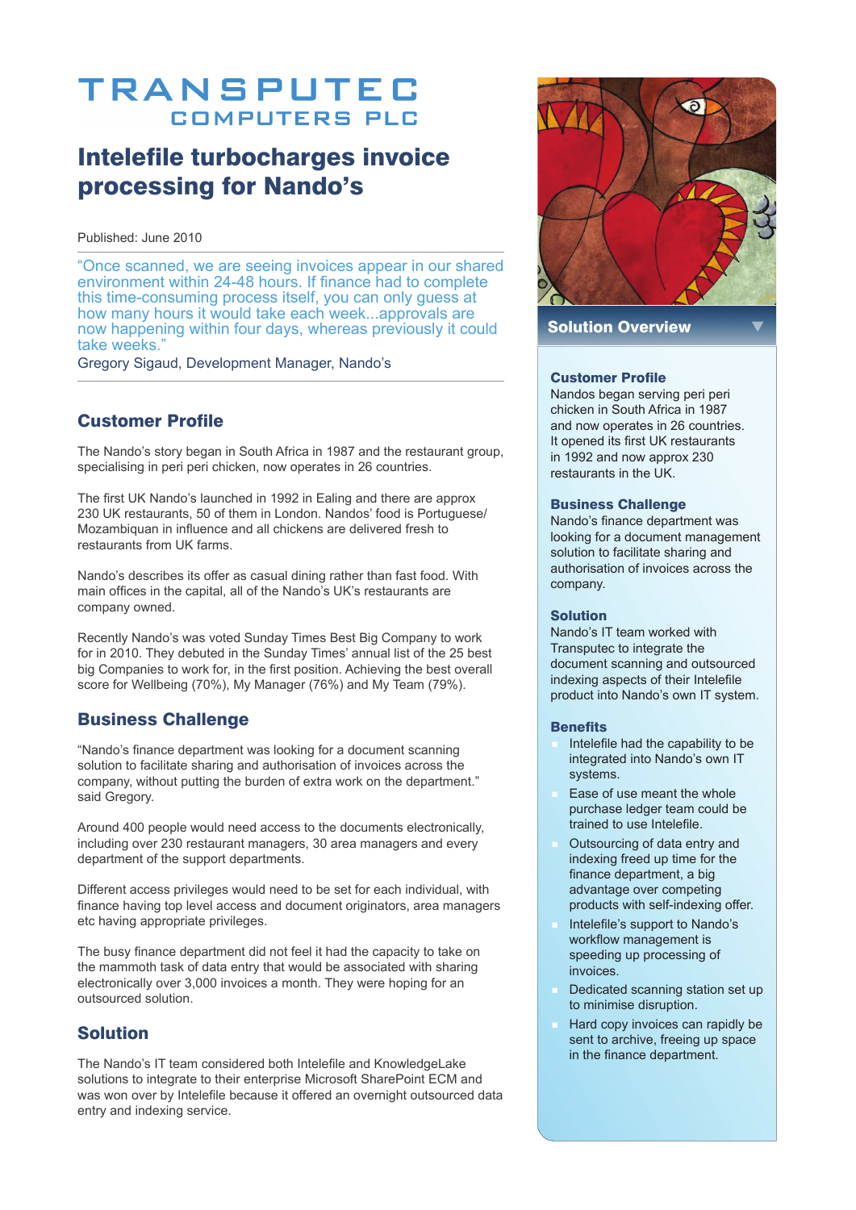# TRANSPUTEC COMPUTERS PLC

# Intelefile turbocharges invoice processing for Nando's

Published: June 2010

"Once scanned, we are seeing invoices appear in our shared environment within 24-48 hours. If finance had to complete this time-consuming process itself, you can only guess at how many hours it would take each week...approvals are now happening within four days, whereas previously it could take weeks."

Gregory Sigaud, Development Manager, Nando's

## Customer Profile

The Nando's story began in South Africa in 1987 and the restaurant group, specialising in peri peri chicken, now operates in 26 countries.

The first UK Nando's launched in 1992 in Ealing and there are approx 230 UK restaurants, 50 of them in London. Nandos' food is Portuguese/ Mozambiquan in influence and all chickens are delivered fresh to restaurants from UK farms.

Nando's describes its offer as casual dining rather than fast food. With main offices in the capital, all of the Nando's UK's restaurants are company owned.

Recently Nando's was voted Sunday Times Best Big Company to work for in 2010. They debuted in the Sunday Times' annual list of the 25 best big Companies to work for, in the first position. Achieving the best overall score for Wellbeing (70%), My Manager (76%) and My Team (79%).

## Business Challenge

"Nando's finance department was looking for a document scanning solution to facilitate sharing and authorisation of invoices across the company, without putting the burden of extra work on the department." said Gregory.

Around 400 people would need access to the documents electronically, including over 230 restaurant managers, 30 area managers and every department of the support departments.

Different access privileges would need to be set for each individual, with finance having top level access and document originators, area managers etc having appropriate privileges.

The busy finance department did not feel it had the capacity to take on the mammoth task of data entry that would be associated with sharing electronically over 3,000 invoices a month. They were hoping for an outsourced solution.

## Solution

The Nando's IT team considered both Intelefile and KnowledgeLake solutions to integrate to their enterprise Microsoft SharePoint ECM and was won over by Intelefile because it offered an overnight outsourced data entry and indexing service.

## Solution Overview

### Customer Profile

Nandos began serving peri peri chicken in South Africa in 1987 and now operates in 26 countries. It opened its first UK restaurants in 1992 and now approx 230 restaurants in the UK.

### Business Challenge

Nando's finance department was looking for a document management solution to facilitate sharing and authorisation of invoices across the company.

### Solution

Nando's IT team worked with Transputec to integrate the document scanning and outsourced indexing aspects of their Intelefile product into Nando's own IT system.

### Benefits

- Intelefile had the capability to be integrated into Nando's own IT systems.
- Ease of use meant the whole purchase ledger team could be trained to use Intelefile.
- Outsourcing of data entry and indexing freed up time for the finance department, a big advantage over competing products with self-indexing offer.
- Intelefile's support to Nando's workflow management is speeding up processing of invoices.
- Dedicated scanning station set up to minimise disruption.
- Hard copy invoices can rapidly be sent to archive, freeing up space in the finance department.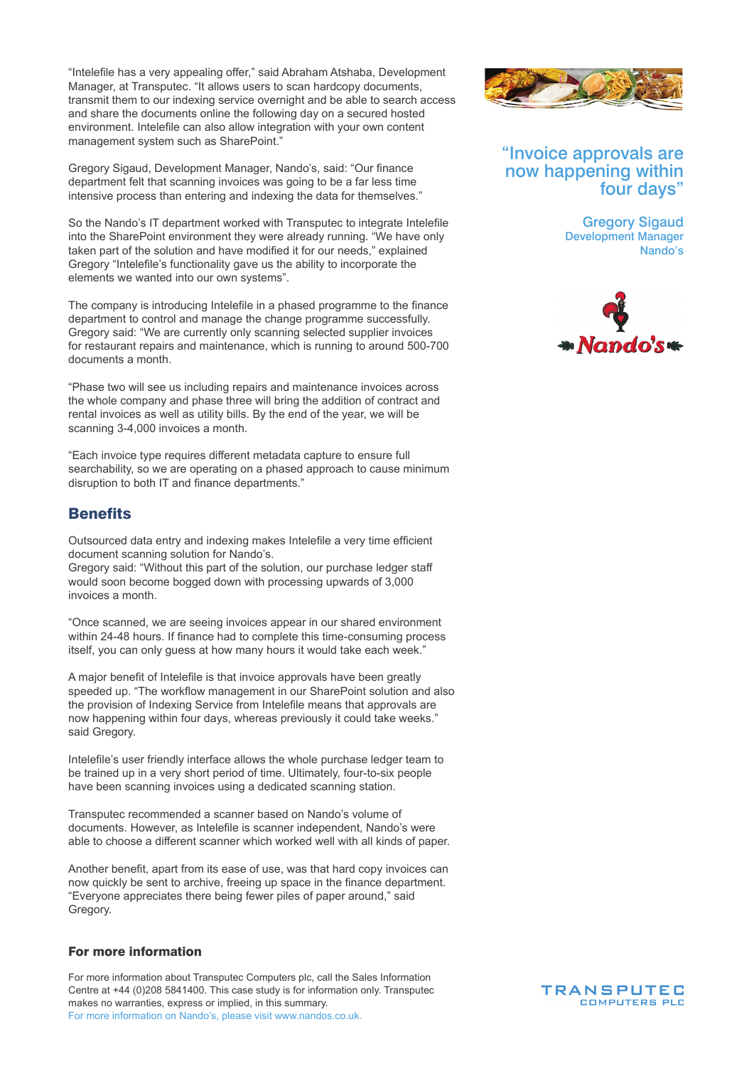"Intelefile has a very appealing offer," said Abraham Atshaba, Development Manager, at Transputec. "It allows users to scan hardcopy documents, transmit them to our indexing service overnight and be able to search access and share the documents online the following day on a secured hosted environment. Intelefile can also allow integration with your own content management system such as SharePoint."

Gregory Sigaud, Development Manager, Nando's, said: "Our finance department felt that scanning invoices was going to be a far less time intensive process than entering and indexing the data for themselves."

So the Nando's IT department worked with Transputec to integrate Intelefile into the SharePoint environment they were already running. "We have only taken part of the solution and have modified it for our needs," explained Gregory "Intelefile's functionality gave us the ability to incorporate the elements we wanted into our own systems".

The company is introducing Intelefile in a phased programme to the finance department to control and manage the change programme successfully. Gregory said: "We are currently only scanning selected supplier invoices for restaurant repairs and maintenance, which is running to around 500-700 documents a month.

"Phase two will see us including repairs and maintenance invoices across the whole company and phase three will bring the addition of contract and rental invoices as well as utility bills. By the end of the year, we will be scanning 3-4,000 invoices a month.

"Each invoice type requires different metadata capture to ensure full searchability, so we are operating on a phased approach to cause minimum disruption to both IT and finance departments."

## Benefits

Outsourced data entry and indexing makes Intelefile a very time efficient document scanning solution for Nando's.
Gregory said: "Without this part of the solution, our purchase ledger staff would soon become bogged down with processing upwards of 3,000 invoices a month.

"Once scanned, we are seeing invoices appear in our shared environment within 24-48 hours. If finance had to complete this time-consuming process itself, you can only guess at how many hours it would take each week."

A major benefit of Intelefile is that invoice approvals have been greatly speeded up. "The workflow management in our SharePoint solution and also the provision of Indexing Service from Intelefile means that approvals are now happening within four days, whereas previously it could take weeks." said Gregory.

Intelefile's user friendly interface allows the whole purchase ledger team to be trained up in a very short period of time. Ultimately, four-to-six people have been scanning invoices using a dedicated scanning station.

Transputec recommended a scanner based on Nando's volume of documents. However, as Intelefile is scanner independent, Nando's were able to choose a different scanner which worked well with all kinds of paper.

Another benefit, apart from its ease of use, was that hard copy invoices can now quickly be sent to archive, freeing up space in the finance department. "Everyone appreciates there being fewer piles of paper around," said Gregory.

"Invoice approvals are now happening within four days"

Gregory Sigaud
Development Manager
Nando's

### For more information

For more information about Transputec Computers plc, call the Sales Information Centre at +44 (0)208 5841400. This case study is for information only. Transputec makes no warranties, express or implied, in this summary.
For more information on Nando's, please visit www.nandos.co.uk.

TRANSPUTEC COMPUTERS PLC